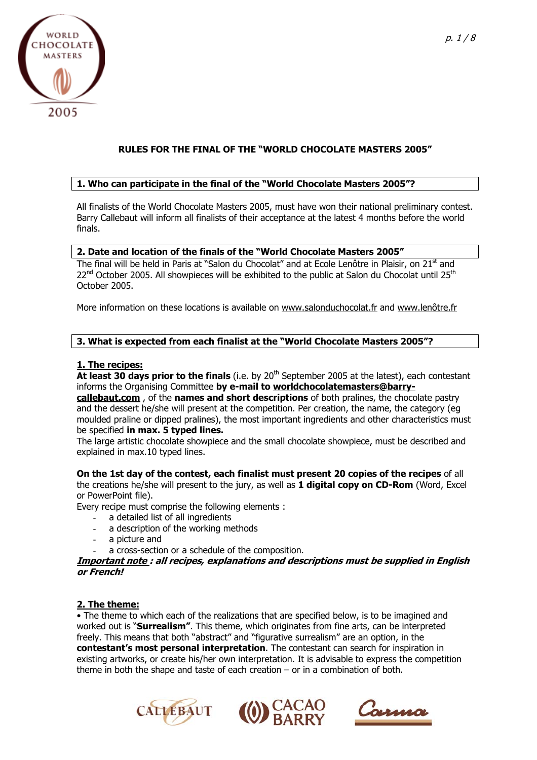# RULES FOR THE FINAL OF THE "WORLD CHOCOLATE MASTERS 2005"

## 1. Who can participate in the final of the "World Chocolate Masters 2005"?

All finalists of the World Chocolate Masters 2005, must have won their national preliminary contest. Barry Callebaut will inform all finalists of their acceptance at the latest 4 months before the world finals.

## 2. Date and location of the finals of the "World Chocolate Masters 2005"

The final will be held in Paris at "Salon du Chocolat" and at Ecole Lenôtre in Plaisir, on 21st and 22nd October 2005. All showpieces will be exhibited to the public at Salon du Chocolat until 25th October 2005.

More information on these locations is available on www.salonduchocolat.fr and www.lenôtre.fr

## 3. What is expected from each finalist at the "World Chocolate Masters 2005"?

### 1. The recipes:

**At least 30 days prior to the finals** (i.e. by 20th September 2005 at the latest), each contestant informs the Organising Committee **by e-mail to worldchocolatemasters@barry-callebaut.com** , of the **names and short descriptions** of both pralines, the chocolate pastry and the dessert he/she will present at the competition. Per creation, the name, the category (eg moulded praline or dipped pralines), the most important ingredients and other characteristics must be specified **in max. 5 typed lines.**

The large artistic chocolate showpiece and the small chocolate showpiece, must be described and explained in max.10 typed lines.

**On the 1st day of the contest, each finalist must present 20 copies of the recipes** of all the creations he/she will present to the jury, as well as **1 digital copy on CD-Rom** (Word, Excel or PowerPoint file).

Every recipe must comprise the following elements :

- a detailed list of all ingredients
- a description of the working methods
- a picture and
- a cross-section or a schedule of the composition.

***Important note : all recipes, explanations and descriptions must be supplied in English or French!***

### 2. The theme:

• The theme to which each of the realizations that are specified below, is to be imagined and worked out is "**Surrealism"**. This theme, which originates from fine arts, can be interpreted freely. This means that both "abstract" and "figurative surrealism" are an option, in the **contestant's most personal interpretation**. The contestant can search for inspiration in existing artworks, or create his/her own interpretation. It is advisable to express the competition theme in both the shape and taste of each creation – or in a combination of both.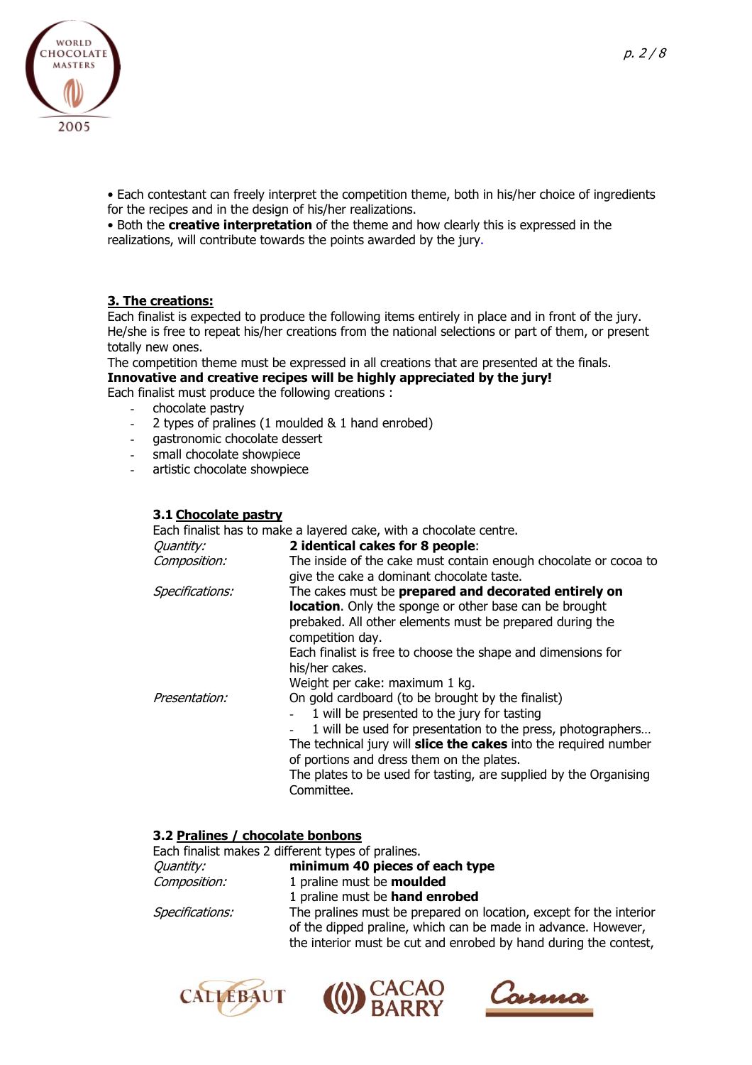• Each contestant can freely interpret the competition theme, both in his/her choice of ingredients for the recipes and in the design of his/her realizations.
• Both the **creative interpretation** of the theme and how clearly this is expressed in the realizations, will contribute towards the points awarded by the jury.

## 3. The creations:

Each finalist is expected to produce the following items entirely in place and in front of the jury. He/she is free to repeat his/her creations from the national selections or part of them, or present totally new ones.
The competition theme must be expressed in all creations that are presented at the finals.
**Innovative and creative recipes will be highly appreciated by the jury!**
Each finalist must produce the following creations :

- chocolate pastry
- 2 types of pralines (1 moulded & 1 hand enrobed)
- gastronomic chocolate dessert
- small chocolate showpiece
- artistic chocolate showpiece

### 3.1 Chocolate pastry

Each finalist has to make a layered cake, with a chocolate centre.

| | |
|---|---|
| *Quantity:* | **2 identical cakes for 8 people**: |
| *Composition:* | The inside of the cake must contain enough chocolate or cocoa to give the cake a dominant chocolate taste. |
| *Specifications:* | The cakes must be **prepared and decorated entirely on location**. Only the sponge or other base can be brought prebaked. All other elements must be prepared during the competition day. Each finalist is free to choose the shape and dimensions for his/her cakes. Weight per cake: maximum 1 kg. |
| *Presentation:* | On gold cardboard (to be brought by the finalist) - 1 will be presented to the jury for tasting - 1 will be used for presentation to the press, photographers… The technical jury will **slice the cakes** into the required number of portions and dress them on the plates. The plates to be used for tasting, are supplied by the Organising Committee. |

### 3.2 Pralines / chocolate bonbons

Each finalist makes 2 different types of pralines.

| | |
|---|---|
| *Quantity:* | **minimum 40 pieces of each type** |
| *Composition:* | 1 praline must be **moulded** 1 praline must be **hand enrobed** |
| *Specifications:* | The pralines must be prepared on location, except for the interior of the dipped praline, which can be made in advance. However, the interior must be cut and enrobed by hand during the contest, |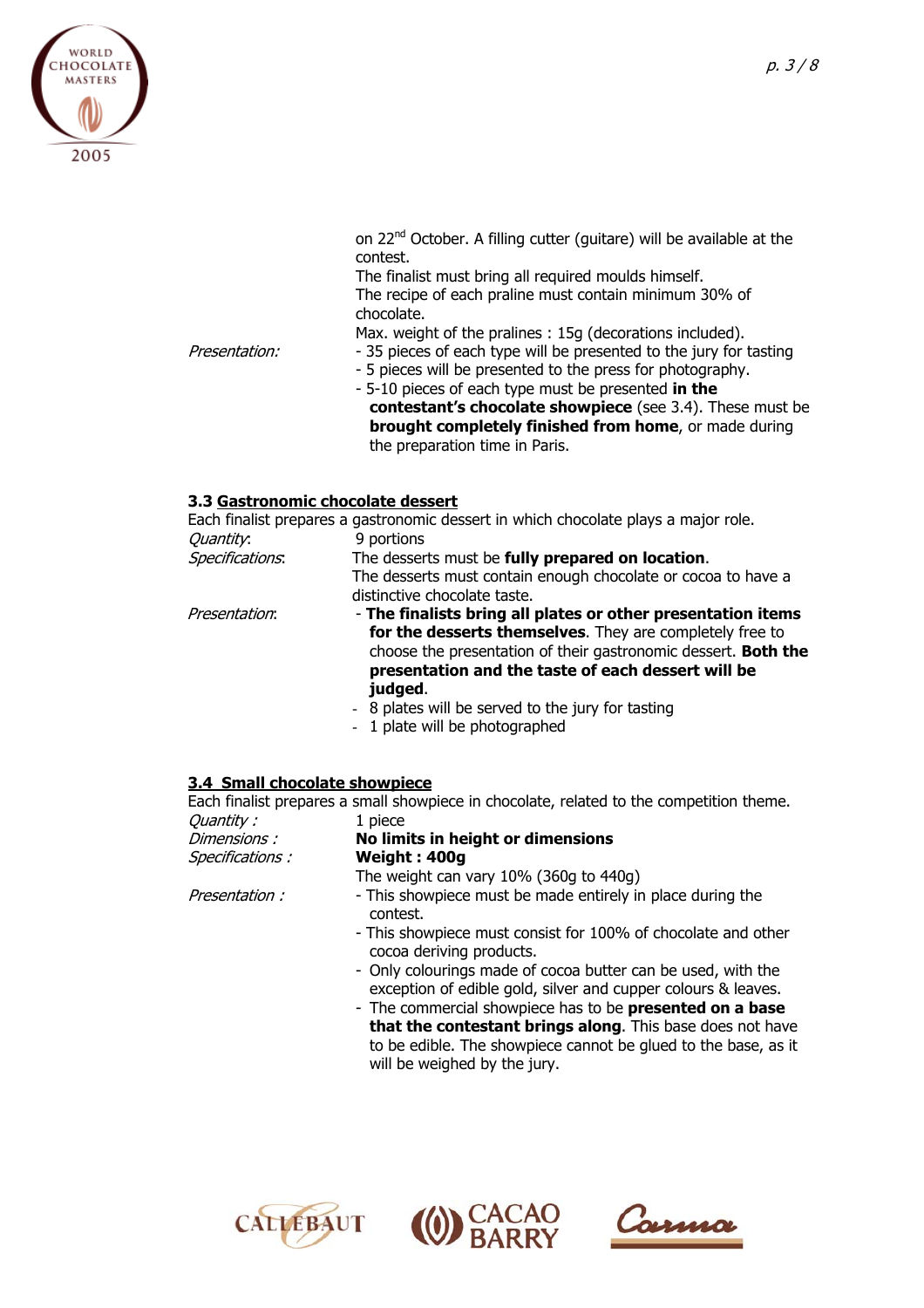on 22nd October. A filling cutter (guitare) will be available at the contest.
The finalist must bring all required moulds himself.
The recipe of each praline must contain minimum 30% of chocolate.
Max. weight of the pralines : 15g (decorations included).

*Presentation:*
- 35 pieces of each type will be presented to the jury for tasting
- 5 pieces will be presented to the press for photography.
- 5-10 pieces of each type must be presented **in the contestant's chocolate showpiece** (see 3.4). These must be **brought completely finished from home**, or made during the preparation time in Paris.

### 3.3 Gastronomic chocolate dessert

Each finalist prepares a gastronomic dessert in which chocolate plays a major role.

*Quantity*: 9 portions

*Specifications*: The desserts must be **fully prepared on location**.
The desserts must contain enough chocolate or cocoa to have a distinctive chocolate taste.

*Presentation*:
- **The finalists bring all plates or other presentation items for the desserts themselves**. They are completely free to choose the presentation of their gastronomic dessert. **Both the presentation and the taste of each dessert will be judged**.
- 8 plates will be served to the jury for tasting
- 1 plate will be photographed

### 3.4 Small chocolate showpiece

Each finalist prepares a small showpiece in chocolate, related to the competition theme.

*Quantity :* 1 piece

*Dimensions :* **No limits in height or dimensions**

*Specifications :* **Weight : 400g**
The weight can vary 10% (360g to 440g)

*Presentation :*
- This showpiece must be made entirely in place during the contest.
- This showpiece must consist for 100% of chocolate and other cocoa deriving products.
- Only colourings made of cocoa butter can be used, with the exception of edible gold, silver and cupper colours & leaves.
- The commercial showpiece has to be **presented on a base that the contestant brings along**. This base does not have to be edible. The showpiece cannot be glued to the base, as it will be weighed by the jury.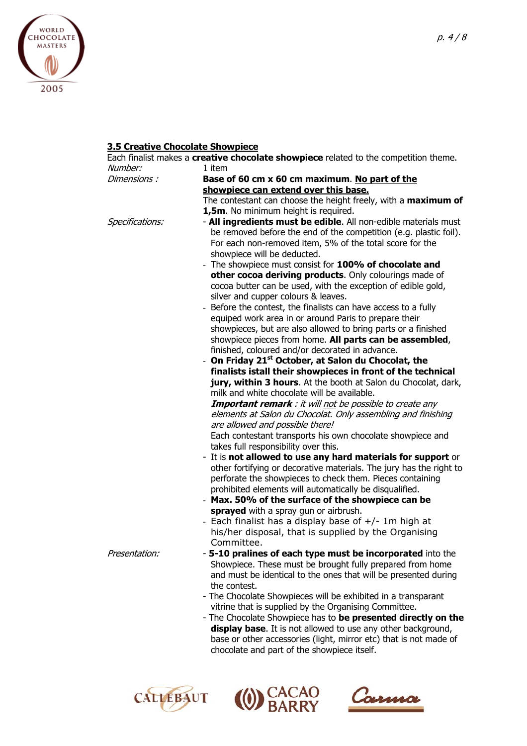## 3.5 Creative Chocolate Showpiece

Each finalist makes a **creative chocolate showpiece** related to the competition theme.

*Number:* 1 item

*Dimensions :* **Base of 60 cm x 60 cm maximum**. **No part of the showpiece can extend over this base.**
The contestant can choose the height freely, with a **maximum of 1,5m**. No minimum height is required.

*Specifications:*

- **All ingredients must be edible**. All non-edible materials must be removed before the end of the competition (e.g. plastic foil). For each non-removed item, 5% of the total score for the showpiece will be deducted.
- The showpiece must consist for **100% of chocolate and other cocoa deriving products**. Only colourings made of cocoa butter can be used, with the exception of edible gold, silver and cupper colours & leaves.
- Before the contest, the finalists can have access to a fully equiped work area in or around Paris to prepare their showpieces, but are also allowed to bring parts or a finished showpiece pieces from home. **All parts can be assembled**, finished, coloured and/or decorated in advance.
- **On Friday 21st October, at Salon du Chocolat, the finalists istall their showpieces in front of the technical jury, within 3 hours**. At the booth at Salon du Chocolat, dark, milk and white chocolate will be available.
  ***Important remark*** *: it will not be possible to create any elements at Salon du Chocolat. Only assembling and finishing are allowed and possible there!*
  Each contestant transports his own chocolate showpiece and takes full responsibility over this.
- It is **not allowed to use any hard materials for support** or other fortifying or decorative materials. The jury has the right to perforate the showpieces to check them. Pieces containing prohibited elements will automatically be disqualified.
- **Max. 50% of the surface of the showpiece can be sprayed** with a spray gun or airbrush.
- Each finalist has a display base of +/- 1m high at his/her disposal, that is supplied by the Organising Committee.

*Presentation:*

- **5-10 pralines of each type must be incorporated** into the Showpiece. These must be brought fully prepared from home and must be identical to the ones that will be presented during the contest.
- The Chocolate Showpieces will be exhibited in a transparant vitrine that is supplied by the Organising Committee.
- The Chocolate Showpiece has to **be presented directly on the display base**. It is not allowed to use any other background, base or other accessories (light, mirror etc) that is not made of chocolate and part of the showpiece itself.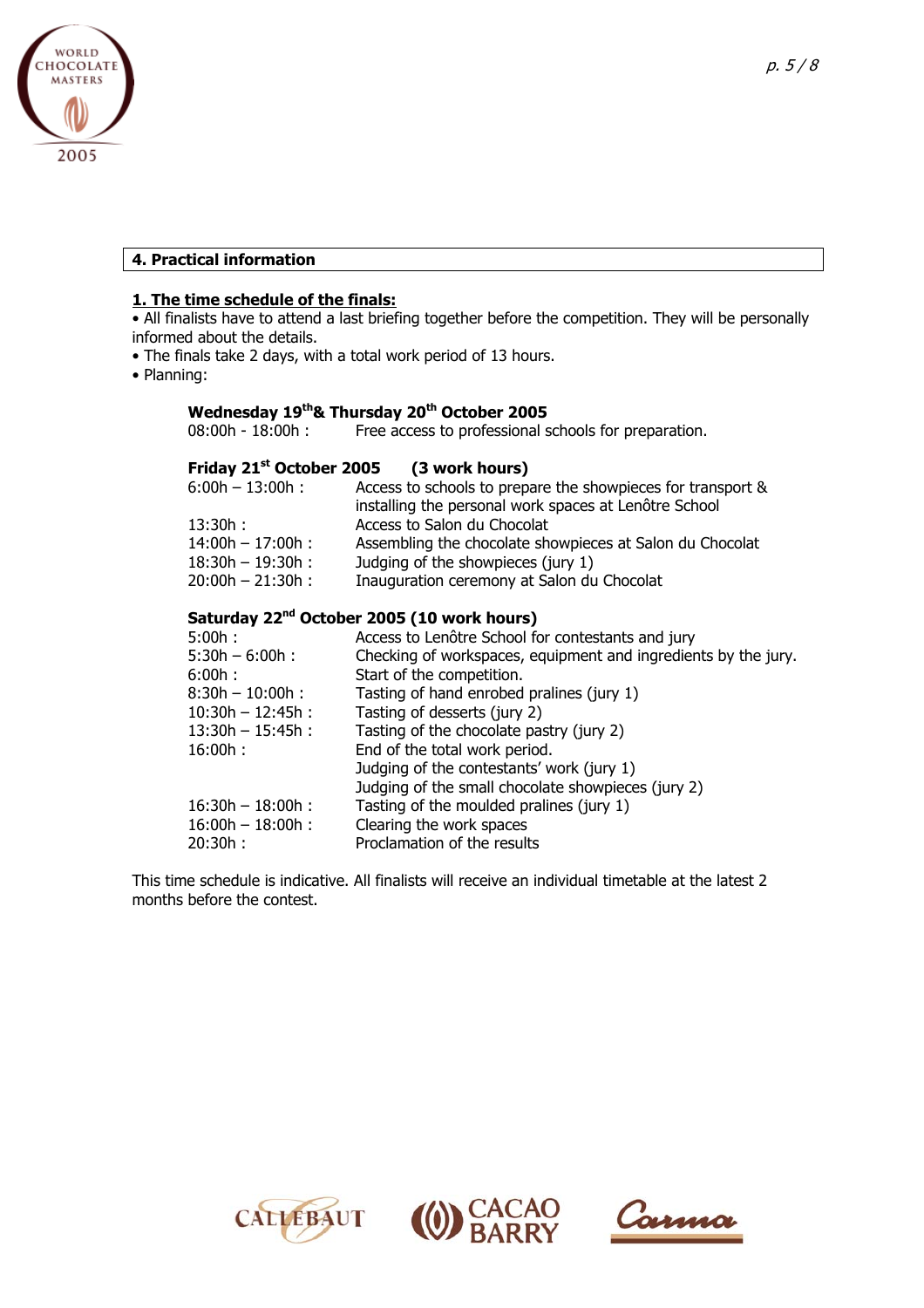## 4. Practical information

### 1. The time schedule of the finals:

- All finalists have to attend a last briefing together before the competition. They will be personally informed about the details.
- The finals take 2 days, with a total work period of 13 hours.
- Planning:

**Wednesday 19th & Thursday 20th October 2005**

| | |
|---|---|
| 08:00h - 18:00h : | Free access to professional schools for preparation. |

**Friday 21st October 2005 (3 work hours)**

| | |
|---|---|
| 6:00h – 13:00h : | Access to schools to prepare the showpieces for transport & installing the personal work spaces at Lenôtre School |
| 13:30h : | Access to Salon du Chocolat |
| 14:00h – 17:00h : | Assembling the chocolate showpieces at Salon du Chocolat |
| 18:30h – 19:30h : | Judging of the showpieces (jury 1) |
| 20:00h – 21:30h : | Inauguration ceremony at Salon du Chocolat |

**Saturday 22nd October 2005 (10 work hours)**

| | |
|---|---|
| 5:00h : | Access to Lenôtre School for contestants and jury |
| 5:30h – 6:00h : | Checking of workspaces, equipment and ingredients by the jury. |
| 6:00h : | Start of the competition. |
| 8:30h – 10:00h : | Tasting of hand enrobed pralines (jury 1) |
| 10:30h – 12:45h : | Tasting of desserts (jury 2) |
| 13:30h – 15:45h : | Tasting of the chocolate pastry (jury 2) |
| 16:00h : | End of the total work period.<br>Judging of the contestants' work (jury 1)<br>Judging of the small chocolate showpieces (jury 2) |
| 16:30h – 18:00h : | Tasting of the moulded pralines (jury 1) |
| 16:00h – 18:00h : | Clearing the work spaces |
| 20:30h : | Proclamation of the results |

This time schedule is indicative. All finalists will receive an individual timetable at the latest 2 months before the contest.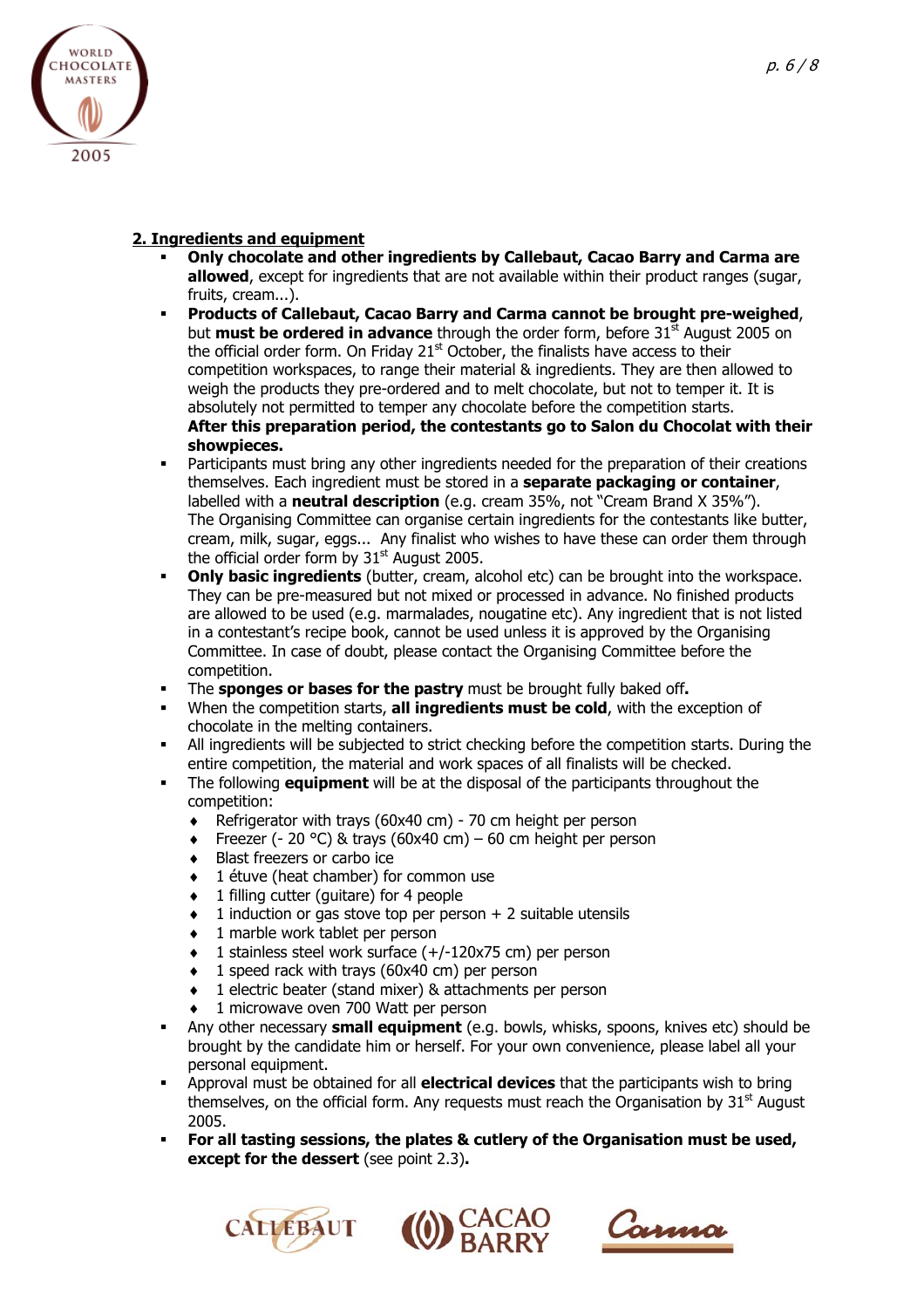## 2. Ingredients and equipment

- **Only chocolate and other ingredients by Callebaut, Cacao Barry and Carma are allowed**, except for ingredients that are not available within their product ranges (sugar, fruits, cream...).
- **Products of Callebaut, Cacao Barry and Carma cannot be brought pre-weighed**, but **must be ordered in advance** through the order form, before 31st August 2005 on the official order form. On Friday 21st October, the finalists have access to their competition workspaces, to range their material & ingredients. They are then allowed to weigh the products they pre-ordered and to melt chocolate, but not to temper it. It is absolutely not permitted to temper any chocolate before the competition starts.
  **After this preparation period, the contestants go to Salon du Chocolat with their showpieces.**
- Participants must bring any other ingredients needed for the preparation of their creations themselves. Each ingredient must be stored in a **separate packaging or container**, labelled with a **neutral description** (e.g. cream 35%, not "Cream Brand X 35%"). The Organising Committee can organise certain ingredients for the contestants like butter, cream, milk, sugar, eggs... Any finalist who wishes to have these can order them through the official order form by 31st August 2005.
- **Only basic ingredients** (butter, cream, alcohol etc) can be brought into the workspace. They can be pre-measured but not mixed or processed in advance. No finished products are allowed to be used (e.g. marmalades, nougatine etc). Any ingredient that is not listed in a contestant's recipe book, cannot be used unless it is approved by the Organising Committee. In case of doubt, please contact the Organising Committee before the competition.
- The **sponges or bases for the pastry** must be brought fully baked off**.**
- When the competition starts, **all ingredients must be cold**, with the exception of chocolate in the melting containers.
- All ingredients will be subjected to strict checking before the competition starts. During the entire competition, the material and work spaces of all finalists will be checked.
- The following **equipment** will be at the disposal of the participants throughout the competition:
  - Refrigerator with trays (60x40 cm) - 70 cm height per person
  - Freezer (- 20 °C) & trays (60x40 cm) – 60 cm height per person
  - Blast freezers or carbo ice
  - 1 étuve (heat chamber) for common use
  - 1 filling cutter (guitare) for 4 people
  - 1 induction or gas stove top per person + 2 suitable utensils
  - 1 marble work tablet per person
  - 1 stainless steel work surface (+/-120x75 cm) per person
  - 1 speed rack with trays (60x40 cm) per person
  - 1 electric beater (stand mixer) & attachments per person
  - 1 microwave oven 700 Watt per person
- Any other necessary **small equipment** (e.g. bowls, whisks, spoons, knives etc) should be brought by the candidate him or herself. For your own convenience, please label all your personal equipment.
- Approval must be obtained for all **electrical devices** that the participants wish to bring themselves, on the official form. Any requests must reach the Organisation by 31st August 2005.
- **For all tasting sessions, the plates & cutlery of the Organisation must be used, except for the dessert** (see point 2.3)**.**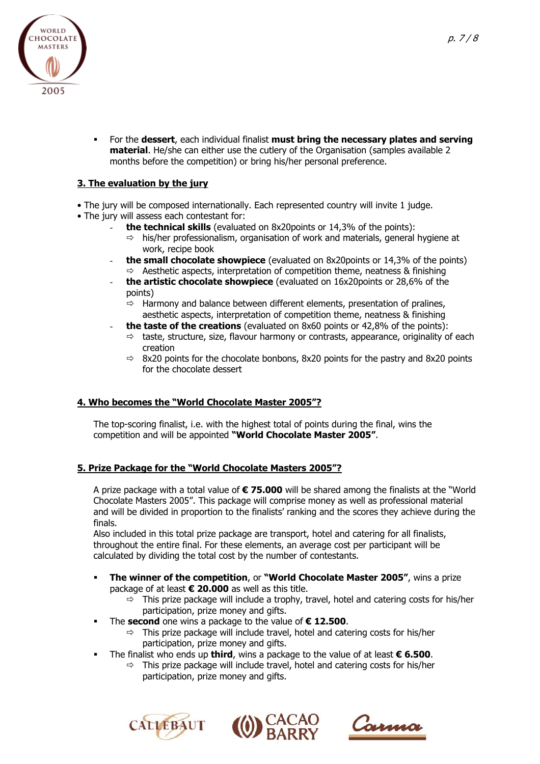- For the **dessert**, each individual finalist **must bring the necessary plates and serving material**. He/she can either use the cutlery of the Organisation (samples available 2 months before the competition) or bring his/her personal preference.

## 3. The evaluation by the jury

- The jury will be composed internationally. Each represented country will invite 1 judge.
- The jury will assess each contestant for:
  - **the technical skills** (evaluated on 8x20points or 14,3% of the points):
    - ⇨ his/her professionalism, organisation of work and materials, general hygiene at work, recipe book
  - **the small chocolate showpiece** (evaluated on 8x20points or 14,3% of the points)
    - ⇨ Aesthetic aspects, interpretation of competition theme, neatness & finishing
  - **the artistic chocolate showpiece** (evaluated on 16x20points or 28,6% of the points)
    - ⇨ Harmony and balance between different elements, presentation of pralines, aesthetic aspects, interpretation of competition theme, neatness & finishing
  - **the taste of the creations** (evaluated on 8x60 points or 42,8% of the points):
    - ⇨ taste, structure, size, flavour harmony or contrasts, appearance, originality of each creation
    - ⇨ 8x20 points for the chocolate bonbons, 8x20 points for the pastry and 8x20 points for the chocolate dessert

## 4. Who becomes the "World Chocolate Master 2005"?

The top-scoring finalist, i.e. with the highest total of points during the final, wins the competition and will be appointed **"World Chocolate Master 2005"**.

## 5. Prize Package for the "World Chocolate Masters 2005"?

A prize package with a total value of **€ 75.000** will be shared among the finalists at the "World Chocolate Masters 2005". This package will comprise money as well as professional material and will be divided in proportion to the finalists' ranking and the scores they achieve during the finals.
Also included in this total prize package are transport, hotel and catering for all finalists, throughout the entire final. For these elements, an average cost per participant will be calculated by dividing the total cost by the number of contestants.

- **The winner of the competition**, or **"World Chocolate Master 2005"**, wins a prize package of at least **€ 20.000** as well as this title.
  - ⇨ This prize package will include a trophy, travel, hotel and catering costs for his/her participation, prize money and gifts.
- The **second** one wins a package to the value of **€ 12.500**.
  - ⇨ This prize package will include travel, hotel and catering costs for his/her participation, prize money and gifts.
- The finalist who ends up **third**, wins a package to the value of at least **€ 6.500**.
  - ⇨ This prize package will include travel, hotel and catering costs for his/her participation, prize money and gifts.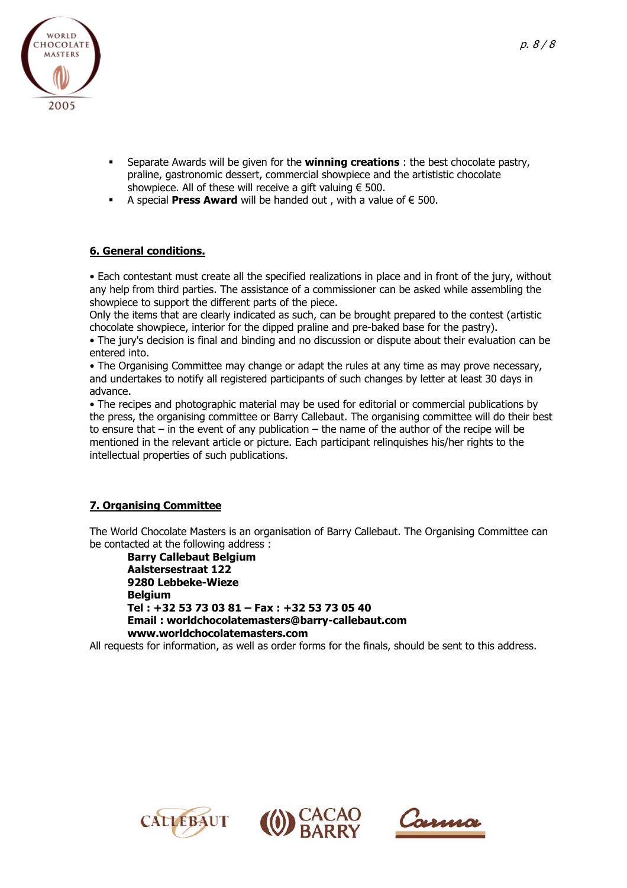- Separate Awards will be given for the **winning creations** : the best chocolate pastry, praline, gastronomic dessert, commercial showpiece and the artistic chocolate showpiece. All of these will receive a gift valuing € 500.
- A special **Press Award** will be handed out , with a value of € 500.

## 6. General conditions.

• Each contestant must create all the specified realizations in place and in front of the jury, without any help from third parties. The assistance of a commissioner can be asked while assembling the showpiece to support the different parts of the piece.
Only the items that are clearly indicated as such, can be brought prepared to the contest (artistic chocolate showpiece, interior for the dipped praline and pre-baked base for the pastry).
• The jury's decision is final and binding and no discussion or dispute about their evaluation can be entered into.
• The Organising Committee may change or adapt the rules at any time as may prove necessary, and undertakes to notify all registered participants of such changes by letter at least 30 days in advance.
• The recipes and photographic material may be used for editorial or commercial publications by the press, the organising committee or Barry Callebaut. The organising committee will do their best to ensure that – in the event of any publication – the name of the author of the recipe will be mentioned in the relevant article or picture. Each participant relinquishes his/her rights to the intellectual properties of such publications.

## 7. Organising Committee

The World Chocolate Masters is an organisation of Barry Callebaut. The Organising Committee can be contacted at the following address :

**Barry Callebaut Belgium**
**Aalstersestraat 122**
**9280 Lebbeke-Wieze**
**Belgium**
**Tel : +32 53 73 03 81 – Fax : +32 53 73 05 40**
**Email : worldchocolatemasters@barry-callebaut.com**
**www.worldchocolatemasters.com**

All requests for information, as well as order forms for the finals, should be sent to this address.